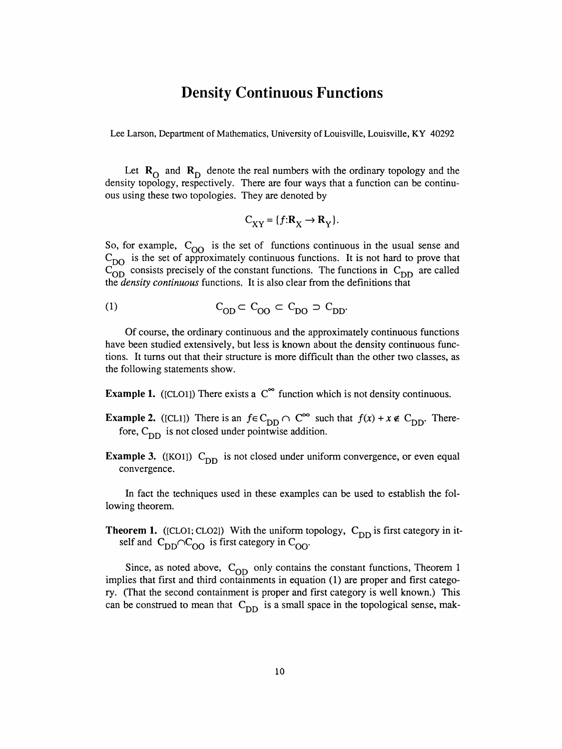# Density Continuous Functions

Lee Larson, Department of Mathematics, University of Louisville, Louisville, KY 40292

Let $\mathbf{R}_O$ and $\mathbf{R}_D$ denote the real numbers with the ordinary topology and the density topology, respectively. There are four ways that a function can be continuous using these two topologies. They are denoted by

$$C_{XY} = \{f:\mathbf{R}_X \to \mathbf{R}_Y\}.$$

So, for example, $C_{OO}$ is the set of functions continuous in the usual sense and $C_{DO}$ is the set of approximately continuous functions. It is not hard to prove that $C_{OD}$ consists precisely of the constant functions. The functions in $C_{DD}$ are called the *density continuous* functions. It is also clear from the definitions that

$$C_{OD} \subset C_{OO} \subset C_{DO} \supset C_{DD}. \tag{1}$$

Of course, the ordinary continuous and the approximately continuous functions have been studied extensively, but less is known about the density continuous functions. It turns out that their structure is more difficult than the other two classes, as the following statements show.

**Example 1.** ([CLO1]) There exists a $C^\infty$ function which is not density continuous.

**Example 2.** ([CL1]) There is an $f \in C_{DD} \cap C^\infty$ such that $f(x) + x \notin C_{DD}$. Therefore, $C_{DD}$ is not closed under pointwise addition.

**Example 3.** ([KO1]) $C_{DD}$ is not closed under uniform convergence, or even equal convergence.

In fact the techniques used in these examples can be used to establish the following theorem.

**Theorem 1.** ([CLO1; CLO2]) With the uniform topology, $C_{DD}$ is first category in itself and $C_{DD} \cap C_{OO}$ is first category in $C_{OO}$.

Since, as noted above, $C_{OD}$ only contains the constant functions, Theorem 1 implies that first and third containments in equation (1) are proper and first category. (That the second containment is proper and first category is well known.) This can be construed to mean that $C_{DD}$ is a small space in the topological sense, mak-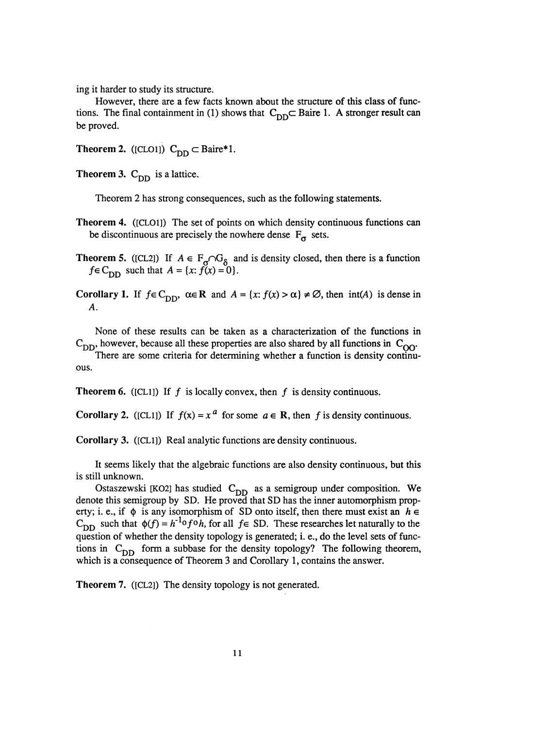ing it harder to study its structure.

However, there are a few facts known about the structure of this class of functions. The final containment in (1) shows that $C_{DD} \subset$ Baire 1. A stronger result can be proved.

**Theorem 2.** ([CLO1]) $C_{DD} \subset$ Baire*1.

**Theorem 3.** $C_{DD}$ is a lattice.

Theorem 2 has strong consequences, such as the following statements.

**Theorem 4.** ([CLO1]) The set of points on which density continuous functions can be discontinuous are precisely the nowhere dense $F_\sigma$ sets.

**Theorem 5.** ([CL2]) If $A \in F_\sigma \cap G_\delta$ and is density closed, then there is a function $f \in C_{DD}$ such that $A = \{x: f(x) = 0\}$.

**Corollary 1.** If $f \in C_{DD}$, $\alpha \in \mathbf{R}$ and $A = \{x: f(x) > \alpha\} \neq \emptyset$, then $\text{int}(A)$ is dense in $A$.

None of these results can be taken as a characterization of the functions in $C_{DD}$, however, because all these properties are also shared by all functions in $C_{OO}$.

There are some criteria for determining whether a function is density continuous.

**Theorem 6.** ([CL1]) If $f$ is locally convex, then $f$ is density continuous.

**Corollary 2.** ([CL1]) If $f(x) = x^a$ for some $a \in \mathbf{R}$, then $f$ is density continuous.

**Corollary 3.** ([CL1]) Real analytic functions are density continuous.

It seems likely that the algebraic functions are also density continuous, but this is still unknown.

Ostaszewski [KO2] has studied $C_{DD}$ as a semigroup under composition. We denote this semigroup by SD. He proved that SD has the inner automorphism property; i. e., if $\phi$ is any isomorphism of SD onto itself, then there must exist an $h \in C_{DD}$ such that $\phi(f) = h^{-1} \circ f \circ h$, for all $f \in$ SD. These researches let naturally to the question of whether the density topology is generated; i. e., do the level sets of functions in $C_{DD}$ form a subbase for the density topology? The following theorem, which is a consequence of Theorem 3 and Corollary 1, contains the answer.

**Theorem 7.** ([CL2]) The density topology is not generated.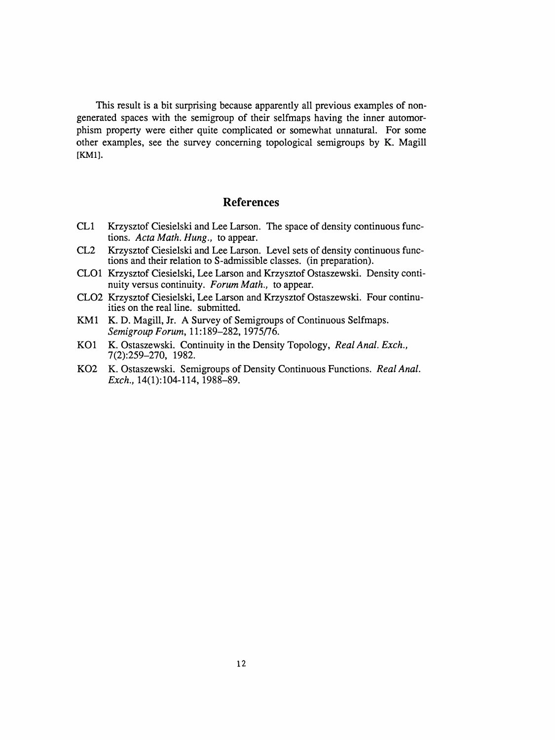This result is a bit surprising because apparently all previous examples of non-generated spaces with the semigroup of their selfmaps having the inner automorphism property were either quite complicated or somewhat unnatural. For some other examples, see the survey concerning topological semigroups by K. Magill [KM1].

## References

- CL1 Krzysztof Ciesielski and Lee Larson. The space of density continuous functions. *Acta Math. Hung.*, to appear.
- CL2 Krzysztof Ciesielski and Lee Larson. Level sets of density continuous functions and their relation to S-admissible classes. (in preparation).
- CLO1 Krzysztof Ciesielski, Lee Larson and Krzysztof Ostaszewski. Density continuity versus continuity. *Forum Math.*, to appear.
- CLO2 Krzysztof Ciesielski, Lee Larson and Krzysztof Ostaszewski. Four continuities on the real line. submitted.
- KM1 K. D. Magill, Jr. A Survey of Semigroups of Continuous Selfmaps. *Semigroup Forum*, 11:189–282, 1975/76.
- KO1 K. Ostaszewski. Continuity in the Density Topology, *Real Anal. Exch.*, 7(2):259–270, 1982.
- KO2 K. Ostaszewski. Semigroups of Density Continuous Functions. *Real Anal. Exch.*, 14(1):104-114, 1988–89.